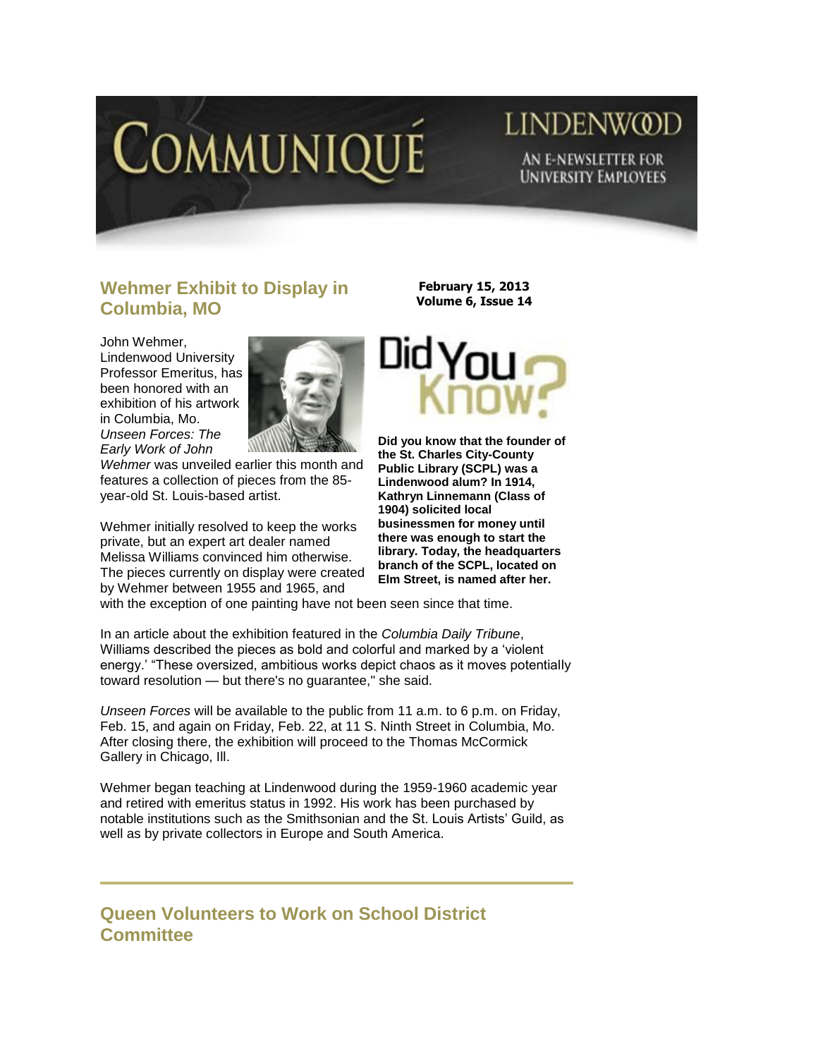# COMMUNIQUÉ

LINDENWOOD

AN E-NEWSLETTER FOR UNIVERSITY EMPLOYEES

**February 15, 2013**
**Volume 6, Issue 14**

## Wehmer Exhibit to Display in Columbia, MO

John Wehmer, Lindenwood University Professor Emeritus, has been honored with an exhibition of his artwork in Columbia, Mo. *Unseen Forces: The Early Work of John Wehmer* was unveiled earlier this month and features a collection of pieces from the 85-year-old St. Louis-based artist.

Wehmer initially resolved to keep the works private, but an expert art dealer named Melissa Williams convinced him otherwise. The pieces currently on display were created by Wehmer between 1955 and 1965, and with the exception of one painting have not been seen since that time.

In an article about the exhibition featured in the *Columbia Daily Tribune*, Williams described the pieces as bold and colorful and marked by a 'violent energy.' "These oversized, ambitious works depict chaos as it moves potentially toward resolution — but there's no guarantee," she said.

*Unseen Forces* will be available to the public from 11 a.m. to 6 p.m. on Friday, Feb. 15, and again on Friday, Feb. 22, at 11 S. Ninth Street in Columbia, Mo. After closing there, the exhibition will proceed to the Thomas McCormick Gallery in Chicago, Ill.

Wehmer began teaching at Lindenwood during the 1959-1960 academic year and retired with emeritus status in 1992. His work has been purchased by notable institutions such as the Smithsonian and the St. Louis Artists' Guild, as well as by private collectors in Europe and South America.

## Did You Know?

**Did you know that the founder of the St. Charles City-County Public Library (SCPL) was a Lindenwood alum? In 1914, Kathryn Linnemann (Class of 1904) solicited local businessmen for money until there was enough to start the library. Today, the headquarters branch of the SCPL, located on Elm Street, is named after her.**

---

## Queen Volunteers to Work on School District Committee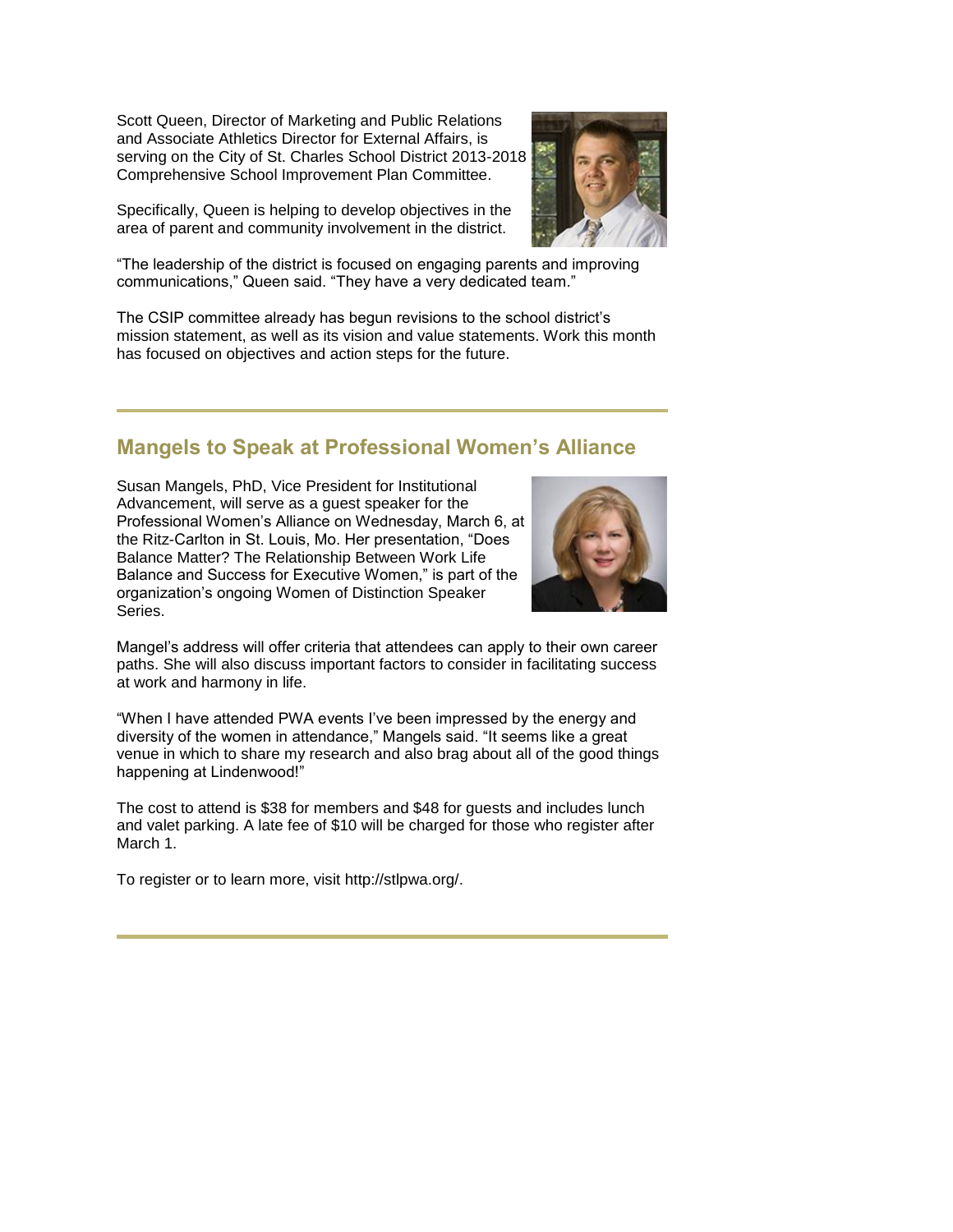Scott Queen, Director of Marketing and Public Relations and Associate Athletics Director for External Affairs, is serving on the City of St. Charles School District 2013-2018 Comprehensive School Improvement Plan Committee.

Specifically, Queen is helping to develop objectives in the area of parent and community involvement in the district.

“The leadership of the district is focused on engaging parents and improving communications,” Queen said. “They have a very dedicated team.”

The CSIP committee already has begun revisions to the school district’s mission statement, as well as its vision and value statements. Work this month has focused on objectives and action steps for the future.

---

## Mangels to Speak at Professional Women’s Alliance

Susan Mangels, PhD, Vice President for Institutional Advancement, will serve as a guest speaker for the Professional Women’s Alliance on Wednesday, March 6, at the Ritz-Carlton in St. Louis, Mo. Her presentation, “Does Balance Matter? The Relationship Between Work Life Balance and Success for Executive Women,” is part of the organization’s ongoing Women of Distinction Speaker Series.

Mangel’s address will offer criteria that attendees can apply to their own career paths. She will also discuss important factors to consider in facilitating success at work and harmony in life.

“When I have attended PWA events I’ve been impressed by the energy and diversity of the women in attendance,” Mangels said. “It seems like a great venue in which to share my research and also brag about all of the good things happening at Lindenwood!”

The cost to attend is $38 for members and $48 for guests and includes lunch and valet parking. A late fee of $10 will be charged for those who register after March 1.

To register or to learn more, visit http://stlpwa.org/.

---